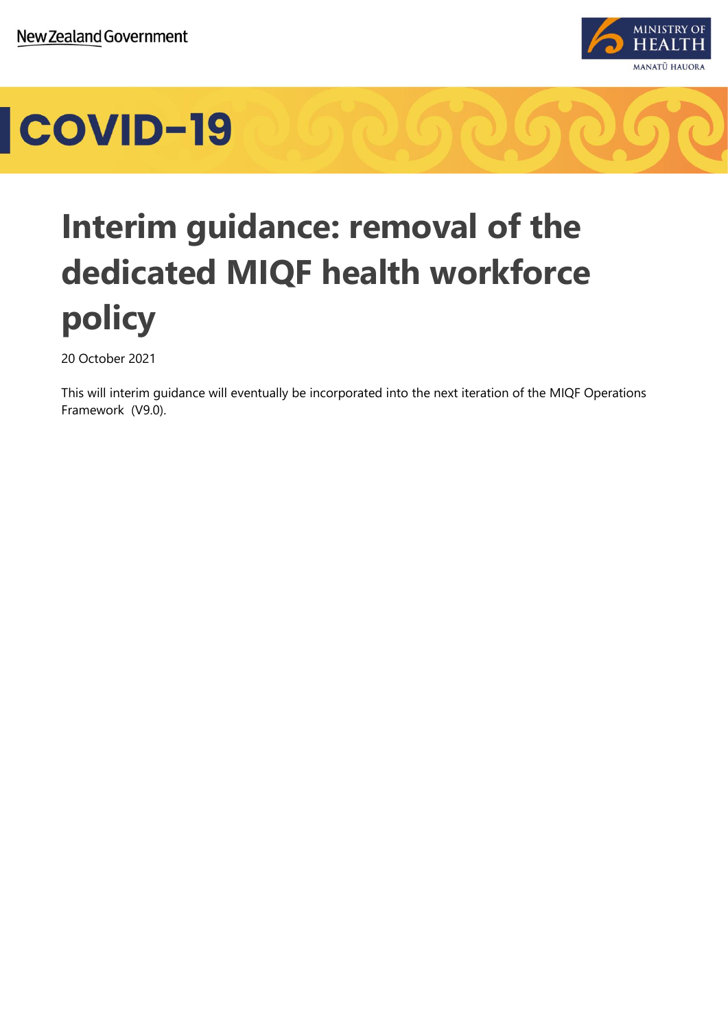New Zealand Government

MINISTRY OF HEALTH
MANATŪ HAUORA

COVID-19

# Interim guidance: removal of the dedicated MIQF health workforce policy

20 October 2021

This will interim guidance will eventually be incorporated into the next iteration of the MIQF Operations Framework (V9.0).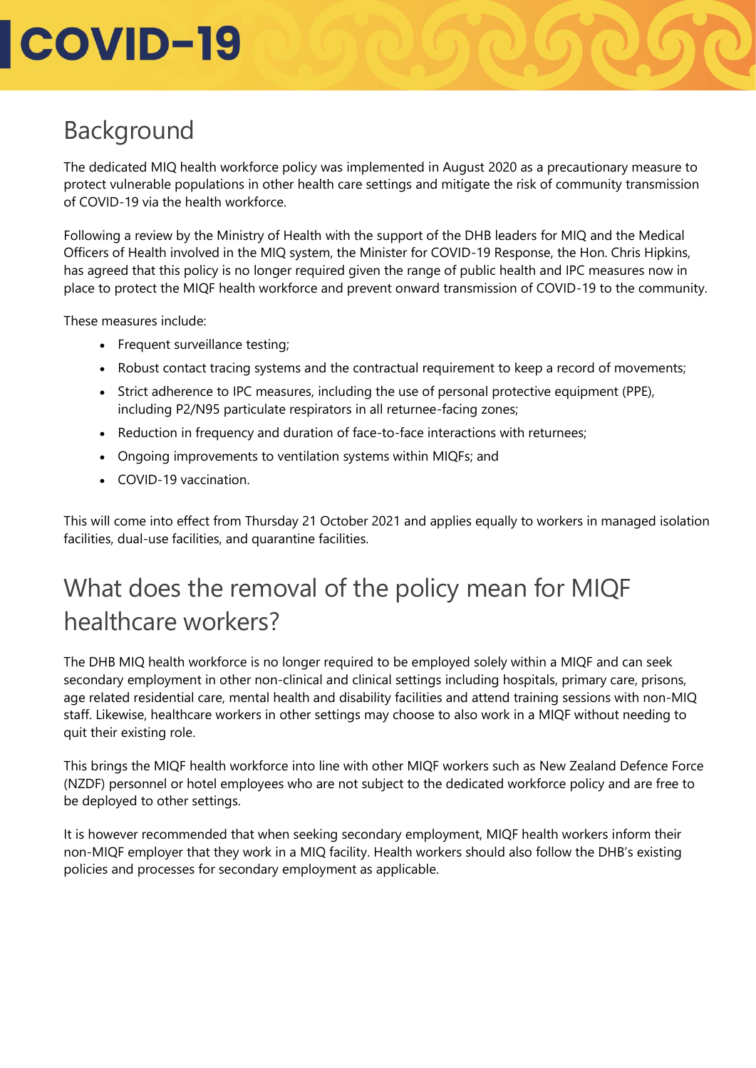## Background

The dedicated MIQ health workforce policy was implemented in August 2020 as a precautionary measure to protect vulnerable populations in other health care settings and mitigate the risk of community transmission of COVID-19 via the health workforce.

Following a review by the Ministry of Health with the support of the DHB leaders for MIQ and the Medical Officers of Health involved in the MIQ system, the Minister for COVID-19 Response, the Hon. Chris Hipkins, has agreed that this policy is no longer required given the range of public health and IPC measures now in place to protect the MIQF health workforce and prevent onward transmission of COVID-19 to the community.

These measures include:

- Frequent surveillance testing;
- Robust contact tracing systems and the contractual requirement to keep a record of movements;
- Strict adherence to IPC measures, including the use of personal protective equipment (PPE), including P2/N95 particulate respirators in all returnee-facing zones;
- Reduction in frequency and duration of face-to-face interactions with returnees;
- Ongoing improvements to ventilation systems within MIQFs; and
- COVID-19 vaccination.

This will come into effect from Thursday 21 October 2021 and applies equally to workers in managed isolation facilities, dual-use facilities, and quarantine facilities.

## What does the removal of the policy mean for MIQF healthcare workers?

The DHB MIQ health workforce is no longer required to be employed solely within a MIQF and can seek secondary employment in other non-clinical and clinical settings including hospitals, primary care, prisons, age related residential care, mental health and disability facilities and attend training sessions with non-MIQ staff. Likewise, healthcare workers in other settings may choose to also work in a MIQF without needing to quit their existing role.

This brings the MIQF health workforce into line with other MIQF workers such as New Zealand Defence Force (NZDF) personnel or hotel employees who are not subject to the dedicated workforce policy and are free to be deployed to other settings.

It is however recommended that when seeking secondary employment, MIQF health workers inform their non-MIQF employer that they work in a MIQ facility. Health workers should also follow the DHB's existing policies and processes for secondary employment as applicable.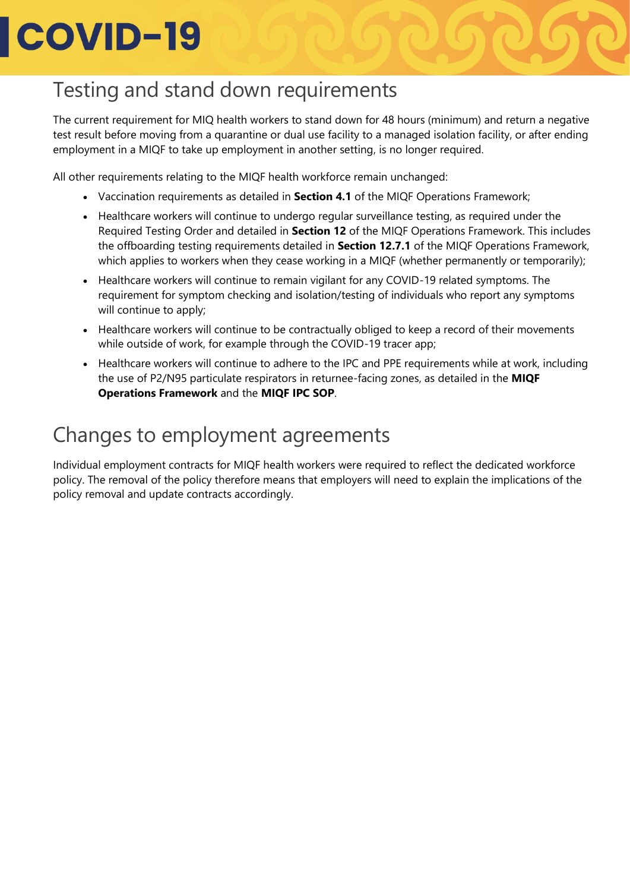## Testing and stand down requirements

The current requirement for MIQ health workers to stand down for 48 hours (minimum) and return a negative test result before moving from a quarantine or dual use facility to a managed isolation facility, or after ending employment in a MIQF to take up employment in another setting, is no longer required.

All other requirements relating to the MIQF health workforce remain unchanged:

- Vaccination requirements as detailed in **Section 4.1** of the MIQF Operations Framework;
- Healthcare workers will continue to undergo regular surveillance testing, as required under the Required Testing Order and detailed in **Section 12** of the MIQF Operations Framework. This includes the offboarding testing requirements detailed in **Section 12.7.1** of the MIQF Operations Framework, which applies to workers when they cease working in a MIQF (whether permanently or temporarily);
- Healthcare workers will continue to remain vigilant for any COVID-19 related symptoms. The requirement for symptom checking and isolation/testing of individuals who report any symptoms will continue to apply;
- Healthcare workers will continue to be contractually obliged to keep a record of their movements while outside of work, for example through the COVID-19 tracer app;
- Healthcare workers will continue to adhere to the IPC and PPE requirements while at work, including the use of P2/N95 particulate respirators in returnee-facing zones, as detailed in the **MIQF Operations Framework** and the **MIQF IPC SOP**.

## Changes to employment agreements

Individual employment contracts for MIQF health workers were required to reflect the dedicated workforce policy. The removal of the policy therefore means that employers will need to explain the implications of the policy removal and update contracts accordingly.